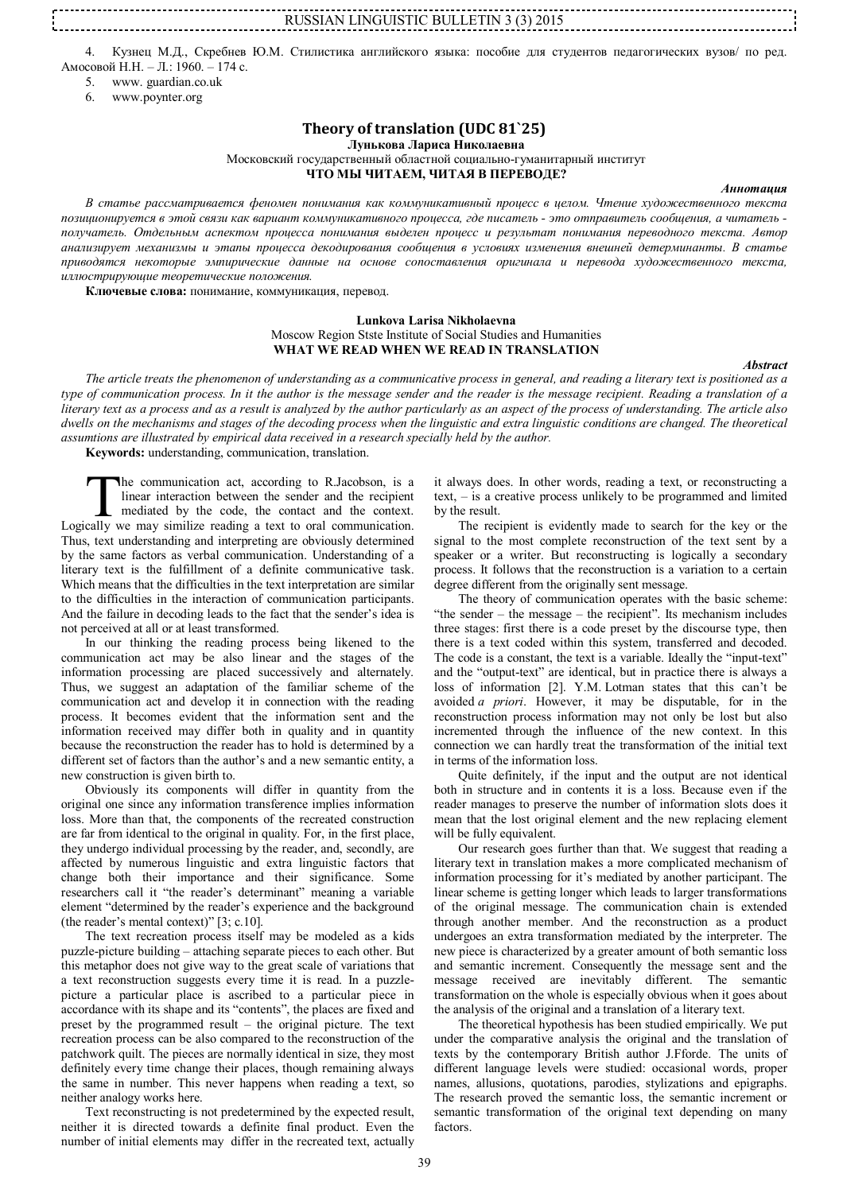4. Кузнец М.Д., Скребнев Ю.М. Стилистика английского языка: пособие для студентов педагогических вузов/ по ред. Амосовой Н.Н. – Л.: 1960. – 174 с.
5. www. guardian.co.uk
6. www.poynter.org

## Theory of translation (UDC 81`25)

**Лунькова Лариса Николаевна**

Московский государственный областной социально-гуманитарный институт

**ЧТО МЫ ЧИТАЕМ, ЧИТАЯ В ПЕРЕВОДЕ?**

***Аннотация***

*В статье рассматривается феномен понимания как коммуникативный процесс в целом. Чтение художественного текста позиционируется в этой связи как вариант коммуникативного процесса, где писатель - это отправитель сообщения, а читатель - получатель. Отдельным аспектом процесса понимания выделен процесс и результат понимания переводного текста. Автор анализирует механизмы и этапы процесса декодирования сообщения в условиях изменения внешней детерминанты. В статье приводятся некоторые эмпирические данные на основе сопоставления оригинала и перевода художественного текста, иллюстрирующие теоретические положения.*

**Ключевые слова:** понимание, коммуникация, перевод.

**Lunkova Larisa Nikholaevna**

Moscow Region Stste Institute of Social Studies and Humanities

**WHAT WE READ WHEN WE READ IN TRANSLATION**

***Abstract***

*The article treats the phenomenon of understanding as a communicative process in general, and reading a literary text is positioned as a type of communication process. In it the author is the message sender and the reader is the message recipient. Reading a translation of a literary text as a process and as a result is analyzed by the author particularly as an aspect of the process of understanding. The article also dwells on the mechanisms and stages of the decoding process when the linguistic and extra linguistic conditions are changed. The theoretical assumtions are illustrated by empirical data received in a research specially held by the author.*

**Keywords:** understanding, communication, translation.

The communication act, according to R.Jacobson, is a linear interaction between the sender and the recipient mediated by the code, the contact and the context. Logically we may similize reading a text to oral communication. Thus, text understanding and interpreting are obviously determined by the same factors as verbal communication. Understanding of a literary text is the fulfillment of a definite communicative task. Which means that the difficulties in the text interpretation are similar to the difficulties in the interaction of communication participants. And the failure in decoding leads to the fact that the sender's idea is not perceived at all or at least transformed.

In our thinking the reading process being likened to the communication act may be also linear and the stages of the information processing are placed successively and alternately. Thus, we suggest an adaptation of the familiar scheme of the communication act and develop it in connection with the reading process. It becomes evident that the information sent and the information received may differ both in quality and in quantity because the reconstruction the reader has to hold is determined by a different set of factors than the author's and a new semantic entity, a new construction is given birth to.

Obviously its components will differ in quantity from the original one since any information transference implies information loss. More than that, the components of the recreated construction are far from identical to the original in quality. For, in the first place, they undergo individual processing by the reader, and, secondly, are affected by numerous linguistic and extra linguistic factors that change both their importance and their significance. Some researchers call it "the reader's determinant" meaning a variable element "determined by the reader's experience and the background (the reader's mental context)" [3; c.10].

The text recreation process itself may be modeled as a kids puzzle-picture building – attaching separate pieces to each other. But this metaphor does not give way to the great scale of variations that a text reconstruction suggests every time it is read. In a puzzle-picture a particular place is ascribed to a particular piece in accordance with its shape and its "contents", the places are fixed and preset by the programmed result – the original picture. The text recreation process can be also compared to the reconstruction of the patchwork quilt. The pieces are normally identical in size, they most definitely every time change their places, though remaining always the same in number. This never happens when reading a text, so neither analogy works here.

Text reconstructing is not predetermined by the expected result, neither it is directed towards a definite final product. Even the number of initial elements may differ in the recreated text, actually it always does. In other words, reading a text, or reconstructing a text, – is a creative process unlikely to be programmed and limited by the result.

The recipient is evidently made to search for the key or the signal to the most complete reconstruction of the text sent by a speaker or a writer. But reconstructing is logically a secondary process. It follows that the reconstruction is a variation to a certain degree different from the originally sent message.

The theory of communication operates with the basic scheme: "the sender – the message – the recipient". Its mechanism includes three stages: first there is a code preset by the discourse type, then there is a text coded within this system, transferred and decoded. The code is a constant, the text is a variable. Ideally the "input-text" and the "output-text" are identical, but in practice there is always a loss of information [2]. Y.M. Lotman states that this can't be avoided *a priori*. However, it may be disputable, for in the reconstruction process information may not only be lost but also incremented through the influence of the new context. In this connection we can hardly treat the transformation of the initial text in terms of the information loss.

Quite definitely, if the input and the output are not identical both in structure and in contents it is a loss. Because even if the reader manages to preserve the number of information slots does it mean that the lost original element and the new replacing element will be fully equivalent.

Our research goes further than that. We suggest that reading a literary text in translation makes a more complicated mechanism of information processing for it's mediated by another participant. The linear scheme is getting longer which leads to larger transformations of the original message. The communication chain is extended through another member. And the reconstruction as a product undergoes an extra transformation mediated by the interpreter. The new piece is characterized by a greater amount of both semantic loss and semantic increment. Consequently the message sent and the message received are inevitably different. The semantic transformation on the whole is especially obvious when it goes about the analysis of the original and a translation of a literary text.

The theoretical hypothesis has been studied empirically. We put under the comparative analysis the original and the translation of texts by the contemporary British author J.Fforde. The units of different language levels were studied: occasional words, proper names, allusions, quotations, parodies, stylizations and epigraphs. The research proved the semantic loss, the semantic increment or semantic transformation of the original text depending on many factors.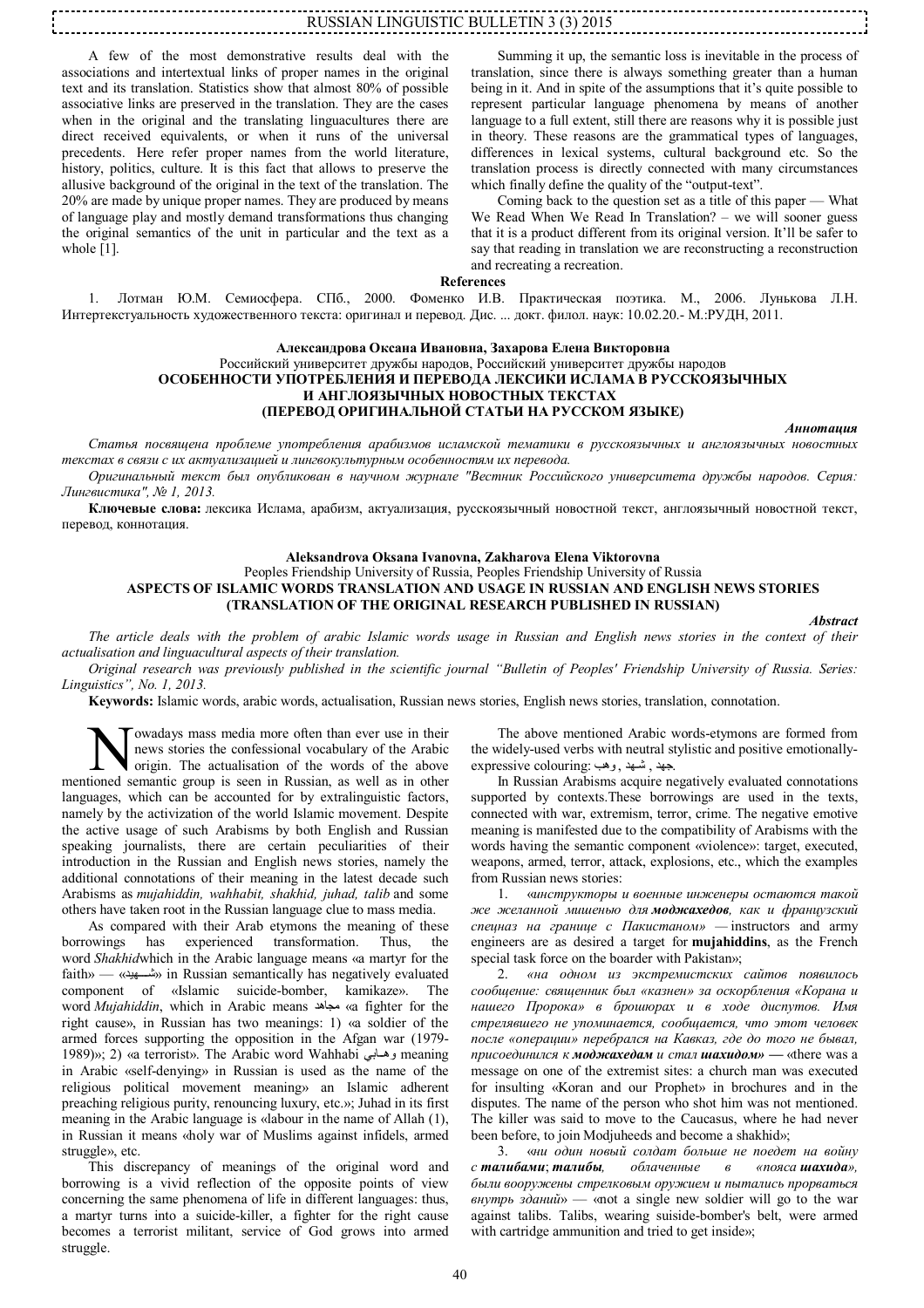A few of the most demonstrative results deal with the associations and intertextual links of proper names in the original text and its translation. Statistics show that almost 80% of possible associative links are preserved in the translation. They are the cases when in the original and the translating linguacultures there are direct received equivalents, or when it runs of the universal precedents. Here refer proper names from the world literature, history, politics, culture. It is this fact that allows to preserve the allusive background of the original in the text of the translation. The 20% are made by unique proper names. They are produced by means of language play and mostly demand transformations thus changing the original semantics of the unit in particular and the text as a whole [1].

Summing it up, the semantic loss is inevitable in the process of translation, since there is always something greater than a human being in it. And in spite of the assumptions that it's quite possible to represent particular language phenomena by means of another language to a full extent, still there are reasons why it is possible just in theory. These reasons are the grammatical types of languages, differences in lexical systems, cultural background etc. So the translation process is directly connected with many circumstances which finally define the quality of the "output-text".

Coming back to the question set as a title of this paper — What We Read When We Read In Translation? – we will sooner guess that it is a product different from its original version. It'll be safer to say that reading in translation we are reconstructing a reconstruction and recreating a recreation.

**References**

1. Лотман Ю.М. Семиосфера. СПб., 2000. Фоменко И.В. Практическая поэтика. М., 2006. Лунькова Л.Н. Интертекстуальность художественного текста: оригинал и перевод. Дис. ... докт. филол. наук: 10.02.20.- М.:РУДН, 2011.

**Александрова Оксана Ивановна, Захарова Елена Викторовна**

Российский университет дружбы народов, Российский университет дружбы народов

**ОСОБЕННОСТИ УПОТРЕБЛЕНИЯ И ПЕРЕВОДА ЛЕКСИКИ ИСЛАМА В РУССКОЯЗЫЧНЫХ И АНГЛОЯЗЫЧНЫХ НОВОСТНЫХ ТЕКСТАХ (ПЕРЕВОД ОРИГИНАЛЬНОЙ СТАТЬИ НА РУССКОМ ЯЗЫКЕ)**

***Аннотация***

*Статья посвящена проблеме употребления арабизмов исламской тематики в русскоязычных и англоязычных новостных текстах в связи с их актуализацией и лингвокультурным особенностям их перевода.*

*Оригинальный текст был опубликован в научном журнале "Вестник Российского университета дружбы народов. Серия: Лингвистика", № 1, 2013.*

**Ключевые слова:** лексика Ислама, арабизм, актуализация, русскоязычный новостной текст, англоязычный новостной текст, перевод, коннотация.

**Aleksandrova Oksana Ivanovna, Zakharova Elena Viktorovna**

Peoples Friendship University of Russia, Peoples Friendship University of Russia

**ASPECTS OF ISLAMIC WORDS TRANSLATION AND USAGE IN RUSSIAN AND ENGLISH NEWS STORIES (TRANSLATION OF THE ORIGINAL RESEARCH PUBLISHED IN RUSSIAN)**

***Abstract***

*The article deals with the problem of arabic Islamic words usage in Russian and English news stories in the context of their actualisation and linguacultural aspects of their translation.*

*Original research was previously published in the scientific journal "Bulletin of Peoples' Friendship University of Russia. Series: Linguistics", No. 1, 2013.*

**Keywords:** Islamic words, arabic words, actualisation, Russian news stories, English news stories, translation, connotation.

Nowadays mass media more often than ever use in their news stories the confessional vocabulary of the Arabic origin. The actualisation of the words of the above mentioned semantic group is seen in Russian, as well as in other languages, which can be accounted for by extralinguistic factors, namely by the activization of the world Islamic movement. Despite the active usage of such Arabisms by both English and Russian speaking journalists, there are certain peculiarities of their introduction in the Russian and English news stories, namely the additional connotations of their meaning in the latest decade such Arabisms as *mujahiddin, wahhabit, shakhid, juhad, talib* and some others have taken root in the Russian language clue to mass media.

As compared with their Arab etymons the meaning of these borrowings has experienced transformation. Thus, the word *Shakhid*which in the Arabic language means «a martyr for the faith» — «شـــهيد» in Russian semantically has negatively evaluated component of «Islamic suicide-bomber, kamikaze». The word *Mujahiddin*, which in Arabic means مجاهد «a fighter for the right cause», in Russian has two meanings: 1) «a soldier of the armed forces supporting the opposition in the Afgan war (1979-1989)»; 2) «a terrorist». The Arabic word Wahhabi وهـابي meaning in Arabic «self-denying» in Russian is used as the name of the religious political movement meaning» an Islamic adherent preaching religious purity, renouncing luxury, etc.»; Juhad in its first meaning in the Arabic language is «labour in the name of Allah (1), in Russian it means «holy war of Muslims against infidels, armed struggle», etc.

This discrepancy of meanings of the original word and borrowing is a vivid reflection of the opposite points of view concerning the same phenomena of life in different languages: thus, a martyr turns into a suicide-killer, a fighter for the right cause becomes a terrorist militant, service of God grows into armed struggle.

The above mentioned Arabic words-etymons are formed from the widely-used verbs with neutral stylistic and positive emotionally-expressive colouring: جهد , شهد , وهب.

In Russian Arabisms acquire negatively evaluated connotations supported by contexts.These borrowings are used in the texts, connected with war, extremism, terror, crime. The negative emotive meaning is manifested due to the compatibility of Arabisms with the words having the semantic component «violence»: target, executed, weapons, armed, terror, attack, explosions, etc., which the examples from Russian news stories:

1. *«инструкторы и военные инженеры остаются такой же желанной мишенью для* ***моджахедов****, как и французский спецназ на границе с Пакистаном»* — instructors and army engineers are as desired a target for **mujahiddins**, as the French special task force on the boarder with Pakistan»;

2. *«на одном из экстремистских сайтов появилось сообщение: священник был «казнен» за оскорбления «Корана и нашего Пророка» в брошюрах и в ходе диспутов. Имя стрелявшего не упоминается, сообщается, что этот человек после «операции» перебрался на Кавказ, где до того не бывал, присоединился к* ***моджахедам*** *и стал* ***шахидом»*** — «there was a message on one of the extremist sites: a church man was executed for insulting «Koran and our Prophet» in brochures and in the disputes. The name of the person who shot him was not mentioned. The killer was said to move to the Caucasus, where he had never been before, to join Modjuheeds and become a shakhid»;

3. *«ни один новый солдат больше не поедет на войну с* ***талибами****;* ***талибы****, облаченные в «пояса* ***шахида****», были вооружены стрелковым оружием и пытались прорваться внутрь зданий»* — «not a single new soldier will go to the war against talibs. Talibs, wearing suiside-bomber's belt, were armed with cartridge ammunition and tried to get inside»;